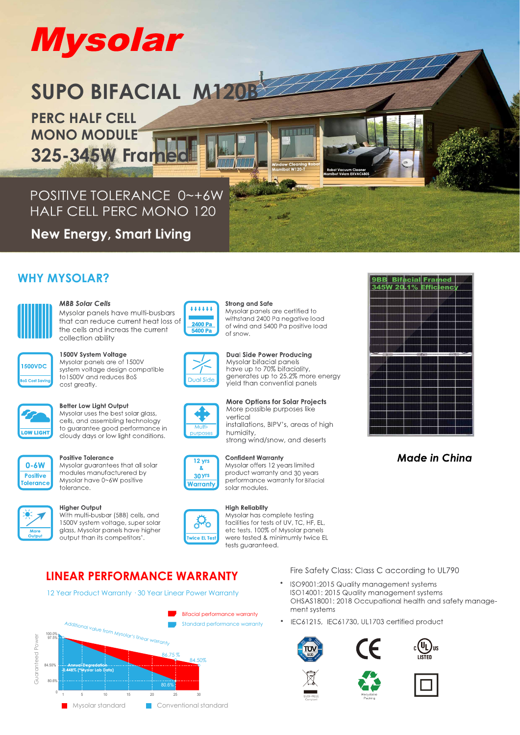# Mysolar

## SUPO BIFACIAL M120B

### PERC HALF CELL MONO MODULE

### 325-345W Framed

POSITIVE TOLERANCE 0~+6W
HALF CELL PERC MONO 120

**New Energy, Smart Living**

## WHY MYSOLAR?

**MBB Solar Cells**
Mysolar panels have multi-busbars that can reduce current heat loss of the cells and increas the current collection ability

**Strong and Safe**
Mysolar panels are certified to withstand 2400 Pa negative load of wind and 5400 Pa positive load of snow.

**1500V System Voltage**
Mysolar panels are of 1500V system voltage design compatible to1500V and reduces BoS cost greatly.

**Dual Side Power Producing**
Mysolar bifacial panels have up to 70% bifaciality, generates up to 25.2% more energy yield than convential panels

**Better Low Light Output**
Mysolar uses the best solar glass, cells, and assembling technology to guarantee good performance in cloudy days or low light conditions.

**More Options for Solar Projects**
More possible purposes like vertical installations, BIPV's, areas of high humidity, strong wind/snow, and deserts

**Positive Tolerance**
Mysolar guarantees that all solar modules manufactured by Mysolar have 0~6W positive tolerance.

**Confident Warranty**
Mysolar offers 12 year's limited product warranty and 30 years performance warranty for Bifacial solar modules.

**Higher Output**
With multi-busbar (5BB) cells, and 1500V system voltage, super solar glass, Mysolar panels have higher output than its competitors'.

**High Reliablity**
Mysolar has complete testing facilities for tests of UV, TC, HF, EL, etc tests. 100% of Mysolar panels were tested & minimumly twice EL tests guaranteed.

9BB Bifacial Framed
345W 20.1% Efficiency

***Made in China***

## LINEAR PERFORMANCE WARRANTY

12 Year Product Warranty · 30 Year Linear Power Warranty

Bifacial performance warranty
Standard performance warranty
Additional value from Mysolar's linear warranty
Annual Degradation 0.448% (*Mysolar Lab Data)
Guaranteed Power: 100.0%, 97.5%, 86.75 %, 84.50%, 80.6%
Mysolar standard / Conventional standard

Fire Safety Class: Class C according to UL790

- ISO9001:2015 Quality management systems
  ISO14001: 2015 Quality management systems
  OHSAS18001: 2018 Occupational health and safety management systems
- IEC61215, IEC61730, UL1703 certified product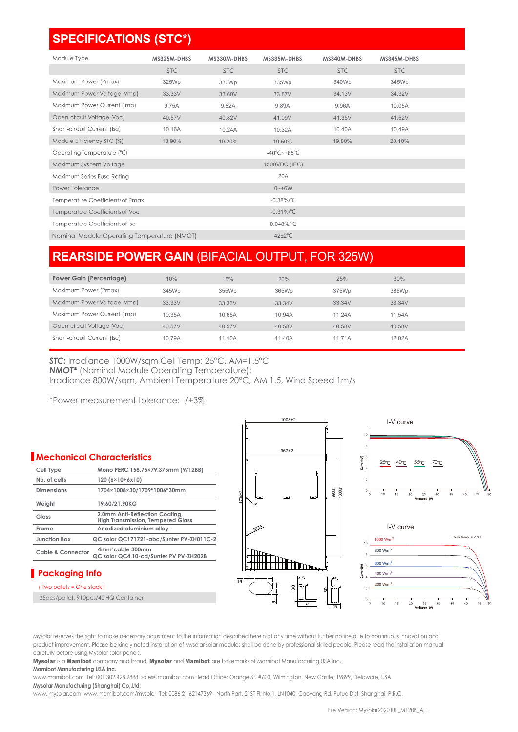## SPECIFICATIONS (STC*)

| Module Type | MS325M-DHBS | MS330M-DHBS | MS335M-DHBS | MS340M-DHBS | MS345M-DHBS |
|---|---|---|---|---|---|
| | STC | STC | STC | STC | STC |
| Maximum Power (Pmax) | 325Wp | 330Wp | 335Wp | 340Wp | 345Wp |
| Maximum Power Voltage (Vmp) | 33.33V | 33.60V | 33.87V | 34.13V | 34.32V |
| Maximum Power Current (Imp) | 9.75A | 9.82A | 9.89A | 9.96A | 10.05A |
| Open-circuit Voltage (Voc) | 40.57V | 40.82V | 41.09V | 41.35V | 41.52V |
| Short-circuit Current (Isc) | 10.16A | 10.24A | 10.32A | 10.40A | 10.49A |
| Module Efficiency STC (%) | 18.90% | 19.20% | 19.50% | 19.80% | 20.10% |
| Operating Temperature (℃) | | | -40℃~+85℃ | | |
| Maximum System Voltage | | | 1500VDC (IEC) | | |
| Maximum Series Fuse Rating | | | 20A | | |
| Power Tolerance | | | 0~+6W | | |
| Temperature Coefficients of Pmax | | | -0.38%/℃ | | |
| Temperature Coefficients of Voc | | | -0.31%/℃ | | |
| Temperature Coefficients of Isc | | | 0.048%/℃ | | |
| Nominal Module Operating Temperature (NMOT) | | | 42±2℃ | | |

## REARSIDE POWER GAIN (BIFACIAL OUTPUT, FOR 325W)

| Power Gain (Percentage) | 10% | 15% | 20% | 25% | 30% |
|---|---|---|---|---|---|
| Maximum Power (Pmax) | 345Wp | 355Wp | 365Wp | 375Wp | 385Wp |
| Maximum Power Voltage (Vmp) | 33.33V | 33.33V | 33.34V | 33.34V | 33.34V |
| Maximum Power Current (Imp) | 10.35A | 10.65A | 10.94A | 11.24A | 11.54A |
| Open-circuit Voltage (Voc) | 40.57V | 40.57V | 40.58V | 40.58V | 40.58V |
| Short-circuit Current (Isc) | 10.79A | 11.10A | 11.40A | 11.71A | 12.02A |

***STC:*** Irradiance 1000W/sqm Cell Temp: 25°C, AM=1.5°C
***NMOT**** (Nominal Module Operating Temperature):
Irradiance 800W/sqm, Ambient Temperature 20°C, AM 1.5, Wind Speed 1m/s

*Power measurement tolerance: -/+3%

### Mechanical Characteristics

| | |
|---|---|
| Cell Type | Mono PERC 158.75×79.375mm (9/12BB) |
| No. of cells | 120 (6×10+6x10) |
| Dimensions | 1704×1008×30/1709*1006*30mm |
| Weight | 19.60/21.90KG |
| Glass | 2.0mm Anti-Reflection Coating, High Transmission, Tempered Glass |
| Frame | Anodized aluminium alloy |
| Junction Box | QC solar QC171721-abc/Sunter PV-ZH011C-2 |
| Cable & Connector | 4mm² cable 300mm QC solar QC4.10-cd/Sunter PV PV-ZH202B |

### Packaging Info

( Two pallets = One stack )

35pcs/pallet, 910pcs/40'HQ Container

1008±2
967±2
1704±2
990±1
1300±1
9*14
14
30
9
30
15
30

I-V curve
Current(A)
Voltage (V)
25℃ 40℃ 55℃ 70℃

I-V curve
Cells temp. = 25℃
1000 W/m²
800 W/m²
600 W/m²
400 W/m²
200 W/m²
Current(A)
Voltage (V)

Mysolar reserves the right to make necessary adjustment to the information described herein at any time without further notice due to continuous innovation and product improvement. Please be kindly noted installation of Mysolar solar modules shall be done by professional skilled people. Please read the installation manual carefully before using Mysolar solar panels.

**Mysolar** is a **Mamibot** company and brand, **Mysolar** and **Mamibot** are trakemarks of Mamibot Manufacturing USA Inc.

**Mamibot Manufacturing USA Inc.**

www.mamibot.com Tel: 001 302 428 9888 sales@mamibot.com Head Office: Orange St. #600, Wilmington, New Castle, 19899, Delaware, USA

**Mysolar Manufacturing (Shanghai) Co.,Ltd.**

www.imysolar.com www.mamibot.com/mysolar Tel: 0086 21 62147369 North Part, 21ST Fl, No.1, LN1040, Caoyang Rd, Putuo Dist, Shanghai, P.R.C.

File Version: Mysolar2020JUL_M120B_AU